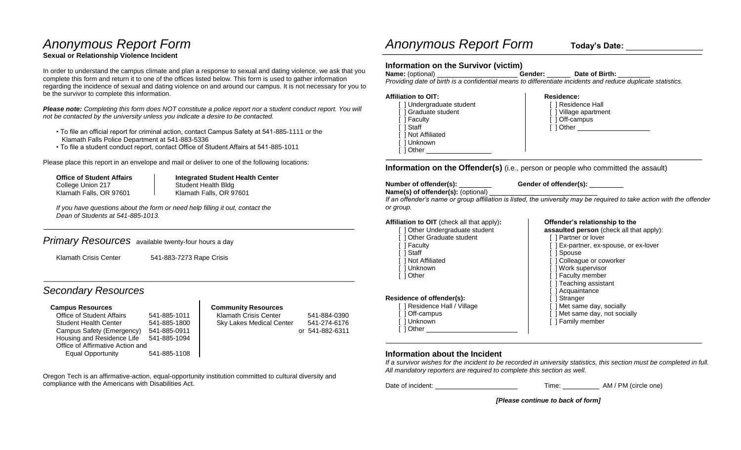# Anonymous Report Form

**Sexual or Relationship Violence Incident**

In order to understand the campus climate and plan a response to sexual and dating violence, we ask that you complete this form and return it to one of the offices listed below. This form is used to gather information regarding the incidence of sexual and dating violence on and around our campus. It is not necessary for you to be the survivor to complete this information.

***Please note:*** *Completing this form does NOT constitute a police report nor a student conduct report. You will not be contacted by the university unless you indicate a desire to be contacted.*

- To file an official report for criminal action, contact Campus Safety at 541-885-1111 or the Klamath Falls Police Department at 541-883-5336
- To file a student conduct report, contact Office of Student Affairs at 541-885-1011

Please place this report in an envelope and mail or deliver to one of the following locations:

**Office of Student Affairs**
College Union 217
Klamath Falls, OR 97601

**Integrated Student Health Center**
Student Health Bldg
Klamath Falls, OR 97601

*If you have questions about the form or need help filling it out, contact the Dean of Students at 541-885-1013.*

## *Primary Resources* available twenty-four hours a day

Klamath Crisis Center 541-883-7273 Rape Crisis

## *Secondary Resources*

**Campus Resources**

| | |
|---|---|
| Office of Student Affairs | 541-885-1011 |
| Student Health Center | 541-885-1800 |
| Campus Safety (Emergency) | 541-885-0911 |
| Housing and Residence Life | 541-885-1094 |
| Office of Affirmative Action and Equal Opportunity | 541-885-1108 |

**Community Resources**

| | |
|---|---|
| Klamath Crisis Center | 541-884-0390 |
| Sky Lakes Medical Center | 541-274-6176 or 541-882-6311 |

Oregon Tech is an affirmative-action, equal-opportunity institution committed to cultural diversity and compliance with the Americans with Disabilities Act.

# Anonymous Report Form

**Today's Date:** ________________

## Information on the Survivor (victim)

**Name:** (optional) ______________________ **Gender:** ______ **Date of Birth:** ________

*Providing date of birth is a confidential means to differentiate incidents and reduce duplicate statistics.*

**Affiliation to OIT:**
[ ] Undergraduate student
[ ] Graduate student
[ ] Faculty
[ ] Staff
[ ] Not Affiliated
[ ] Unknown
[ ] Other ________________

**Residence:**
[ ] Residence Hall
[ ] Village apartment
[ ] Off-campus
[ ] Other ________________

## Information on the Offender(s) (i.e., person or people who committed the assault)

**Number of offender(s):** ________ **Gender of offender(s):** ________

**Name(s) of offender(s):** (optional) ____________________________

*If an offender's name or group affiliation is listed, the university may be required to take action with the offender or group.*

**Affiliation to OIT** (check all that apply)**:**
[ ] Other Undergraduate student
[ ] Other Graduate student
[ ] Faculty
[ ] Staff
[ ] Not Affiliated
[ ] Unknown
[ ] Other

**Residence of offender(s):**
[ ] Residence Hall / Village
[ ] Off-campus
[ ] Unknown
[ ] Other ______________________

**Offender's relationship to the assaulted person** (check all that apply):
[ ] Partner or lover
[ ] Ex-partner, ex-spouse, or ex-lover
[ ] Spouse
[ ] Colleague or coworker
[ ] Work supervisor
[ ] Faculty member
[ ] Teaching assistant
[ ] Acquaintance
[ ] Stranger
[ ] Met same day, socially
[ ] Met same day, not socially
[ ] Family member

## Information about the Incident

*If a survivor wishes for the incident to be recorded in university statistics, this section must be completed in full. All mandatory reporters are required to complete this section as well.*

Date of incident: ______________________ Time: __________ AM / PM (circle one)

***[Please continue to back of form]***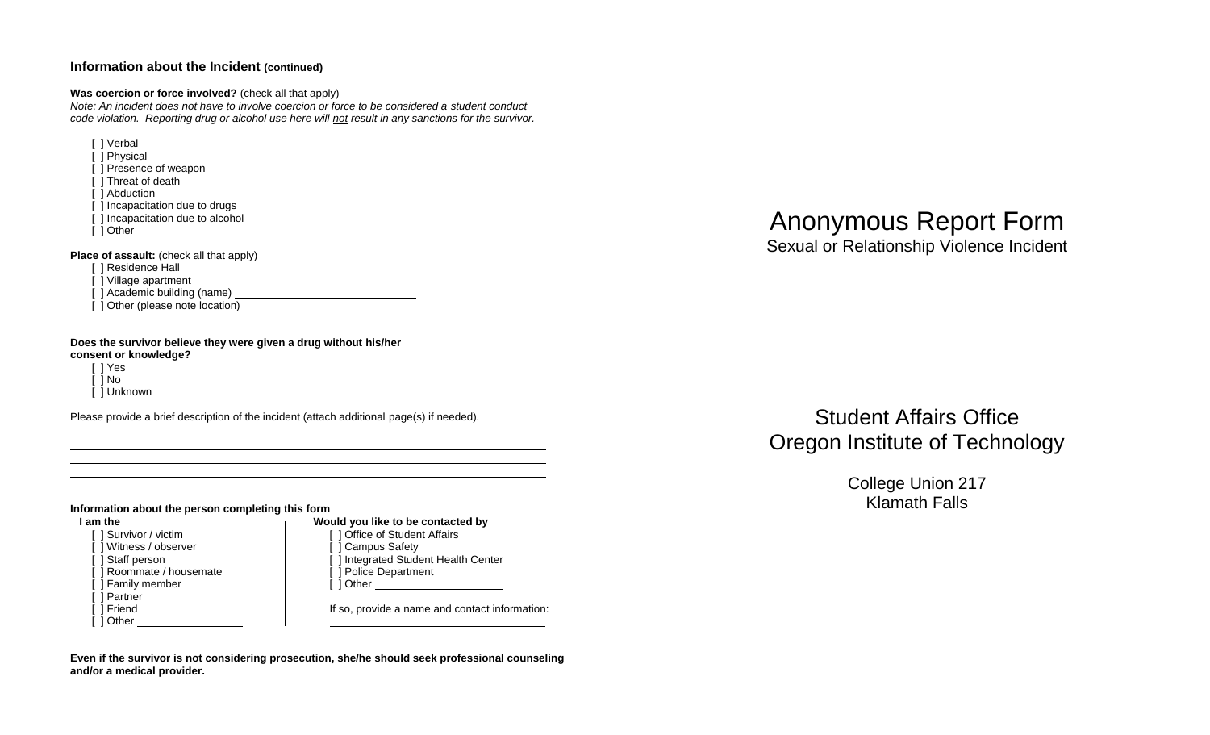## Information about the Incident (continued)

**Was coercion or force involved?** (check all that apply)
*Note: An incident does not have to involve coercion or force to be considered a student conduct code violation. Reporting drug or alcohol use here will not result in any sanctions for the survivor.*

- [ ] Verbal
- [ ] Physical
- [ ] Presence of weapon
- [ ] Threat of death
- [ ] Abduction
- [ ] Incapacitation due to drugs
- [ ] Incapacitation due to alcohol
- [ ] Other ____________________

**Place of assault:** (check all that apply)

- [ ] Residence Hall
- [ ] Village apartment
- [ ] Academic building (name) ____________________
- [ ] Other (please note location) ____________________

**Does the survivor believe they were given a drug without his/her consent or knowledge?**

- [ ] Yes
- [ ] No
- [ ] Unknown

Please provide a brief description of the incident (attach additional page(s) if needed).

______________________________________________________________________
______________________________________________________________________
______________________________________________________________________
______________________________________________________________________

**Information about the person completing this form**

**I am the**

- [ ] Survivor / victim
- [ ] Witness / observer
- [ ] Staff person
- [ ] Roommate / housemate
- [ ] Family member
- [ ] Partner
- [ ] Friend
- [ ] Other ____________________

**Would you like to be contacted by**

- [ ] Office of Student Affairs
- [ ] Campus Safety
- [ ] Integrated Student Health Center
- [ ] Police Department
- [ ] Other ____________________

If so, provide a name and contact information:

____________________

**Even if the survivor is not considering prosecution, she/he should seek professional counseling and/or a medical provider.**

# Anonymous Report Form

Sexual or Relationship Violence Incident

## Student Affairs Office
## Oregon Institute of Technology

College Union 217
Klamath Falls